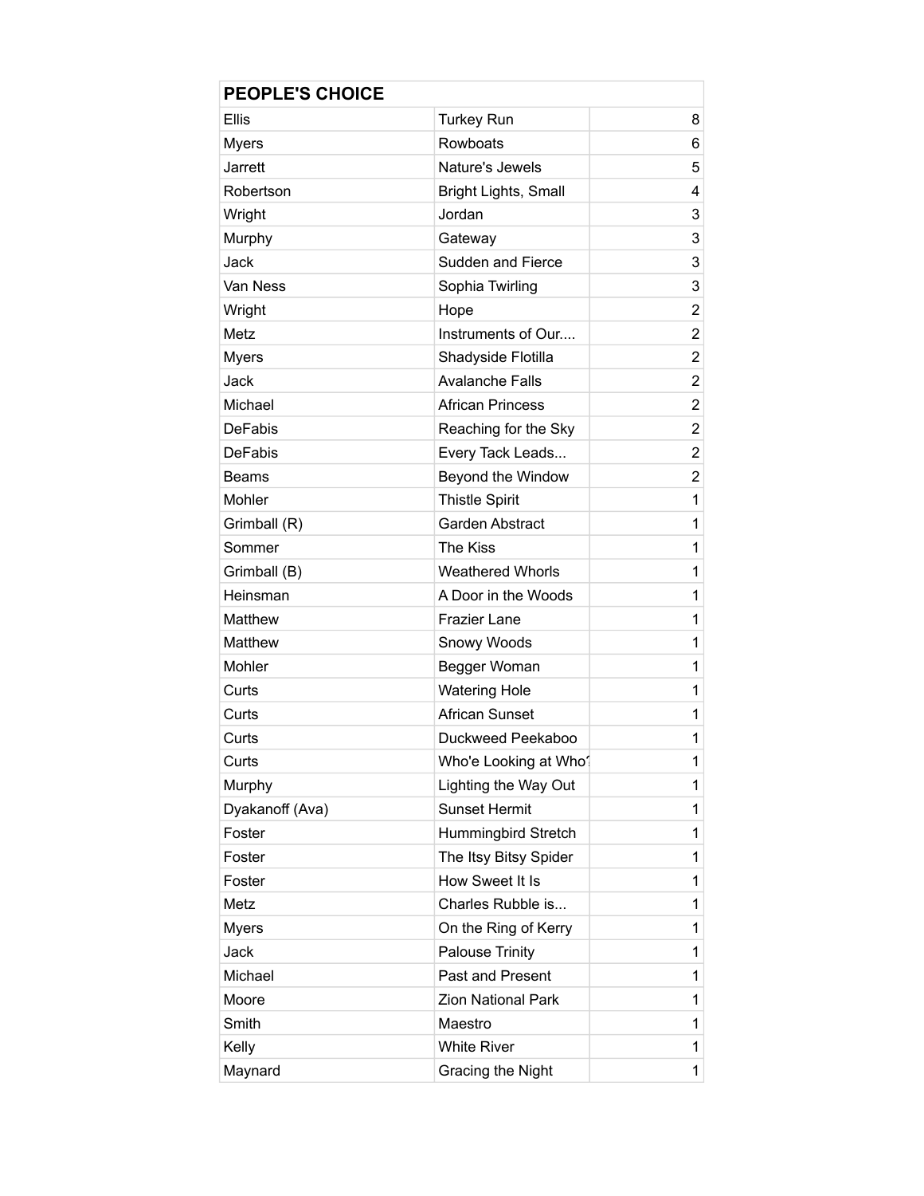| PEOPLE'S CHOICE | | |
|---|---|---|
| Ellis | Turkey Run | 8 |
| Myers | Rowboats | 6 |
| Jarrett | Nature's Jewels | 5 |
| Robertson | Bright Lights, Small | 4 |
| Wright | Jordan | 3 |
| Murphy | Gateway | 3 |
| Jack | Sudden and Fierce | 3 |
| Van Ness | Sophia Twirling | 3 |
| Wright | Hope | 2 |
| Metz | Instruments of Our.... | 2 |
| Myers | Shadyside Flotilla | 2 |
| Jack | Avalanche Falls | 2 |
| Michael | African Princess | 2 |
| DeFabis | Reaching for the Sky | 2 |
| DeFabis | Every Tack Leads... | 2 |
| Beams | Beyond the Window | 2 |
| Mohler | Thistle Spirit | 1 |
| Grimball (R) | Garden Abstract | 1 |
| Sommer | The Kiss | 1 |
| Grimball (B) | Weathered Whorls | 1 |
| Heinsman | A Door in the Woods | 1 |
| Matthew | Frazier Lane | 1 |
| Matthew | Snowy Woods | 1 |
| Mohler | Begger Woman | 1 |
| Curts | Watering Hole | 1 |
| Curts | African Sunset | 1 |
| Curts | Duckweed Peekaboo | 1 |
| Curts | Who'e Looking at Who? | 1 |
| Murphy | Lighting the Way Out | 1 |
| Dyakanoff (Ava) | Sunset Hermit | 1 |
| Foster | Hummingbird Stretch | 1 |
| Foster | The Itsy Bitsy Spider | 1 |
| Foster | How Sweet It Is | 1 |
| Metz | Charles Rubble is... | 1 |
| Myers | On the Ring of Kerry | 1 |
| Jack | Palouse Trinity | 1 |
| Michael | Past and Present | 1 |
| Moore | Zion National Park | 1 |
| Smith | Maestro | 1 |
| Kelly | White River | 1 |
| Maynard | Gracing the Night | 1 |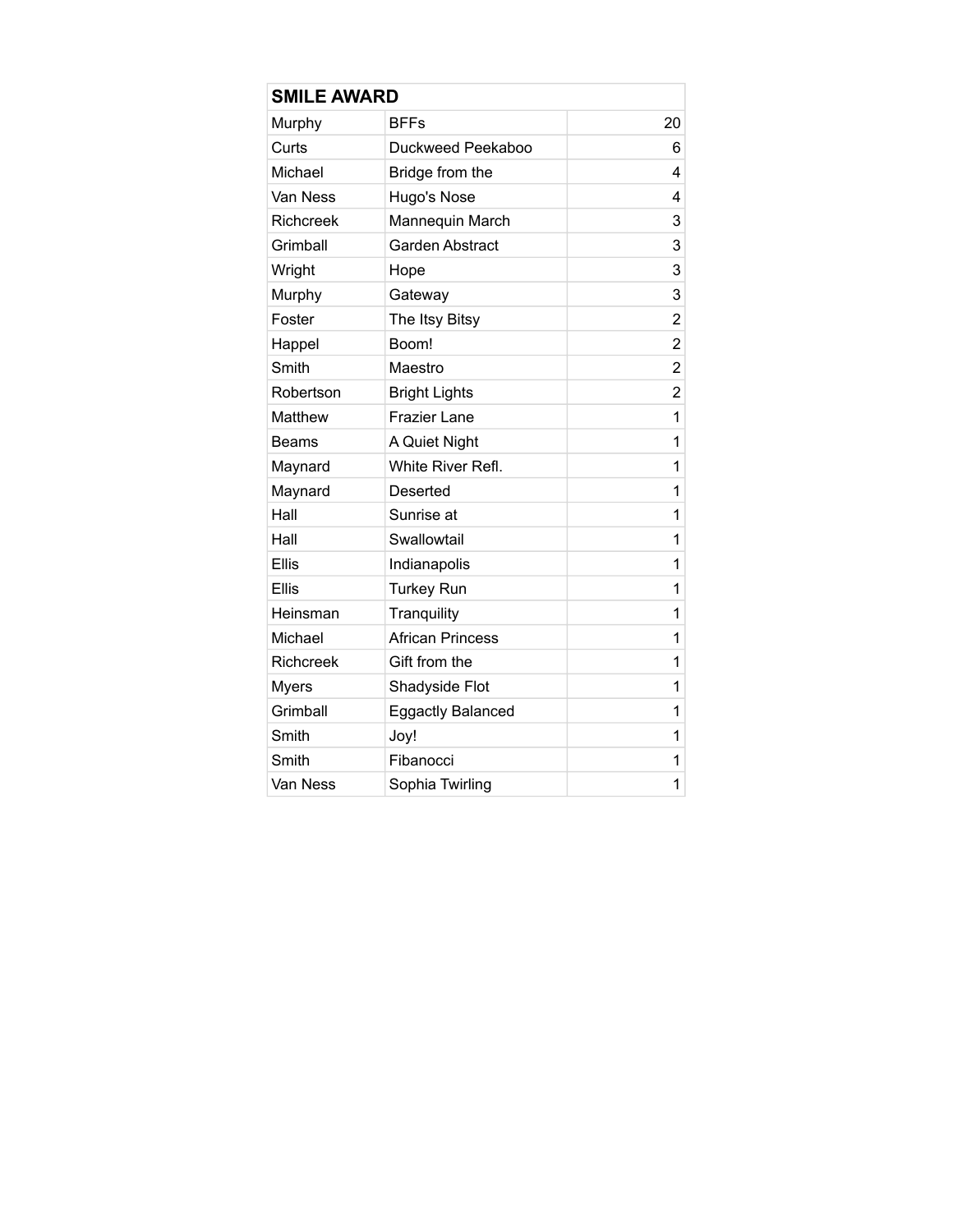| SMILE AWARD | | |
|---|---|---|
| Murphy | BFFs | 20 |
| Curts | Duckweed Peekaboo | 6 |
| Michael | Bridge from the | 4 |
| Van Ness | Hugo's Nose | 4 |
| Richcreek | Mannequin March | 3 |
| Grimball | Garden Abstract | 3 |
| Wright | Hope | 3 |
| Murphy | Gateway | 3 |
| Foster | The Itsy Bitsy | 2 |
| Happel | Boom! | 2 |
| Smith | Maestro | 2 |
| Robertson | Bright Lights | 2 |
| Matthew | Frazier Lane | 1 |
| Beams | A Quiet Night | 1 |
| Maynard | White River Refl. | 1 |
| Maynard | Deserted | 1 |
| Hall | Sunrise at | 1 |
| Hall | Swallowtail | 1 |
| Ellis | Indianapolis | 1 |
| Ellis | Turkey Run | 1 |
| Heinsman | Tranquility | 1 |
| Michael | African Princess | 1 |
| Richcreek | Gift from the | 1 |
| Myers | Shadyside Flot | 1 |
| Grimball | Eggactly Balanced | 1 |
| Smith | Joy! | 1 |
| Smith | Fibanocci | 1 |
| Van Ness | Sophia Twirling | 1 |